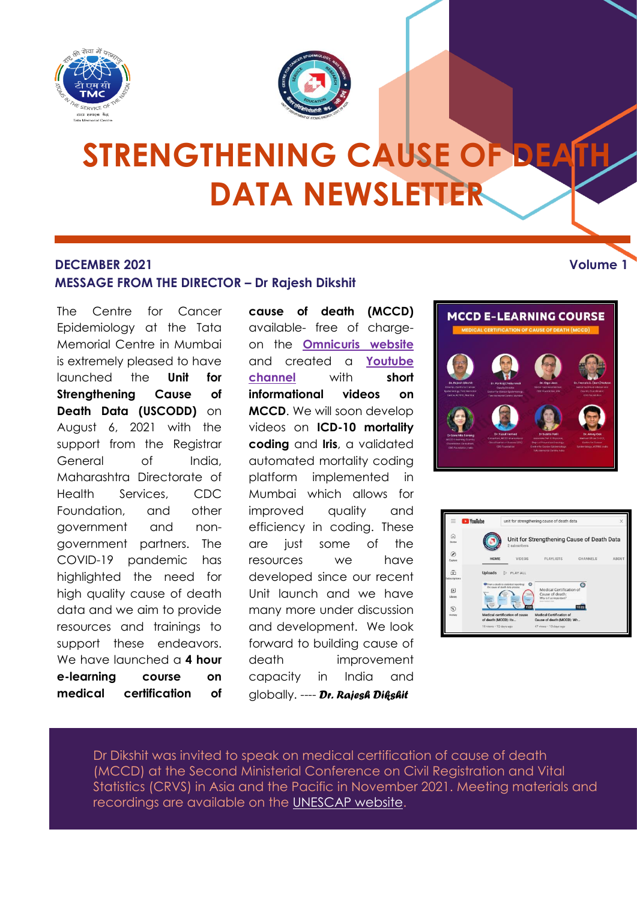# STRENGTHENING CAUSE OF DEATH DATA NEWSLETTER

**DECEMBER 2021** **Volume 1**

## MESSAGE FROM THE DIRECTOR – Dr Rajesh Dikshit

The Centre for Cancer Epidemiology at the Tata Memorial Centre in Mumbai is extremely pleased to have launched the **Unit for Strengthening Cause of Death Data (USCODD)** on August 6, 2021 with the support from the Registrar General of India, Maharashtra Directorate of Health Services, CDC Foundation, and other government and non-government partners. The COVID-19 pandemic has highlighted the need for high quality cause of death data and we aim to provide resources and trainings to support these endeavors. We have launched a **4 hour e-learning course on medical certification of cause of death (MCCD)** available- free of charge- on the Omnicuris website and created a Youtube channel with **short informational videos on MCCD**. We will soon develop videos on **ICD-10 mortality coding** and **Iris**, a validated automated mortality coding platform implemented in Mumbai which allows for improved quality and efficiency in coding. These are just some of the resources we have developed since our recent Unit launch and we have many more under discussion and development. We look forward to building cause of death improvement capacity in India and globally. ---- ***Dr. Rajesh Dikshit***

Dr Dikshit was invited to speak on medical certification of cause of death (MCCD) at the Second Ministerial Conference on Civil Registration and Vital Statistics (CRVS) in Asia and the Pacific in November 2021. Meeting materials and recordings are available on the UNESCAP website.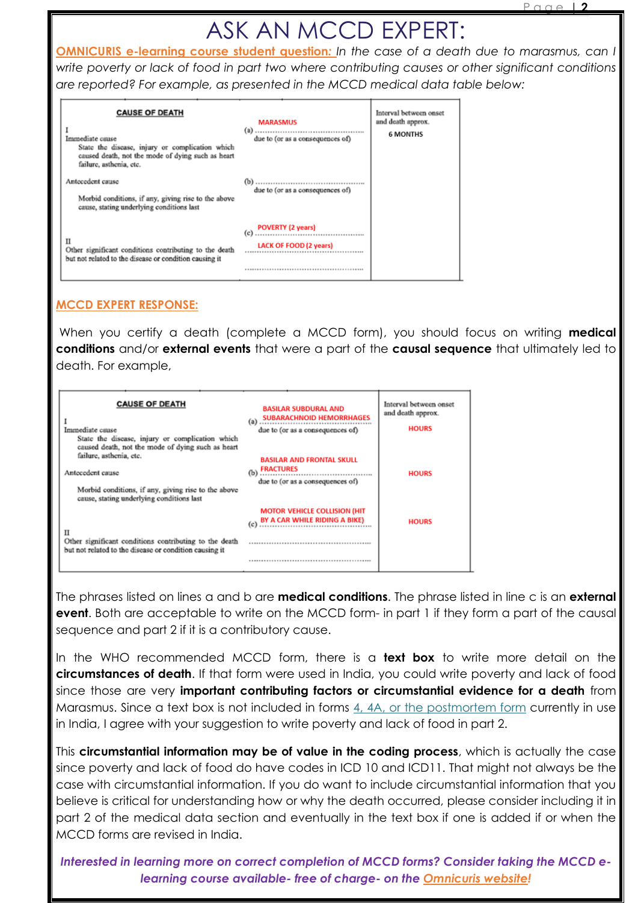# ASK AN MCCD EXPERT:

**OMNICURIS e-learning course student question:** *In the case of a death due to marasmus, can I write poverty or lack of food in part two where contributing causes or other significant conditions are reported? For example, as presented in the MCCD medical data table below:*

| CAUSE OF DEATH | | Interval between onset and death approx. |
|---|---|---|
| I<br>Immediate cause<br>State the disease, injury or complication which caused death, not the mode of dying such as heart failure, asthenia, etc. | (a) MARASMUS<br>due to (or as a consequences of) | 6 MONTHS |
| Antecedent cause<br>Morbid conditions, if any, giving rise to the above cause, stating underlying conditions last | (b) ..........<br>due to (or as a consequences of) | |
| | (c) POVERTY (2 years) | |
| II<br>Other significant conditions contributing to the death but not related to the disease or condition causing it | LACK OF FOOD (2 years)<br>.......... | |

**MCCD EXPERT RESPONSE:**

When you certify a death (complete a MCCD form), you should focus on writing **medical conditions** and/or **external events** that were a part of the **causal sequence** that ultimately led to death. For example,

| CAUSE OF DEATH | | Interval between onset and death approx. |
|---|---|---|
| I<br>Immediate cause<br>State the disease, injury or complication which caused death, not the mode of dying such as heart failure, asthenia, etc. | (a) BASILAR SUBDURAL AND SUBARACHNOID HEMORRHAGES<br>due to (or as a consequences of) | HOURS |
| Antecedent cause<br>Morbid conditions, if any, giving rise to the above cause, stating underlying conditions last | (b) BASILAR AND FRONTAL SKULL FRACTURES<br>due to (or as a consequences of) | HOURS |
| | (c) MOTOR VEHICLE COLLISION (HIT BY A CAR WHILE RIDING A BIKE) | HOURS |
| II<br>Other significant conditions contributing to the death but not related to the disease or condition causing it | ..........<br>.......... | |

The phrases listed on lines a and b are **medical conditions**. The phrase listed in line c is an **external event**. Both are acceptable to write on the MCCD form- in part 1 if they form a part of the causal sequence and part 2 if it is a contributory cause.

In the WHO recommended MCCD form, there is a **text box** to write more detail on the **circumstances of death**. If that form were used in India, you could write poverty and lack of food since those are very **important contributing factors or circumstantial evidence for a death** from Marasmus. Since a text box is not included in forms 4, 4A, or the postmortem form currently in use in India, I agree with your suggestion to write poverty and lack of food in part 2.

This **circumstantial information may be of value in the coding process**, which is actually the case since poverty and lack of food do have codes in ICD 10 and ICD11. That might not always be the case with circumstantial information. If you do want to include circumstantial information that you believe is critical for understanding how or why the death occurred, please consider including it in part 2 of the medical data section and eventually in the text box if one is added if or when the MCCD forms are revised in India.

***Interested in learning more on correct completion of MCCD forms? Consider taking the MCCD e-learning course available- free of charge- on the Omnicuris website!***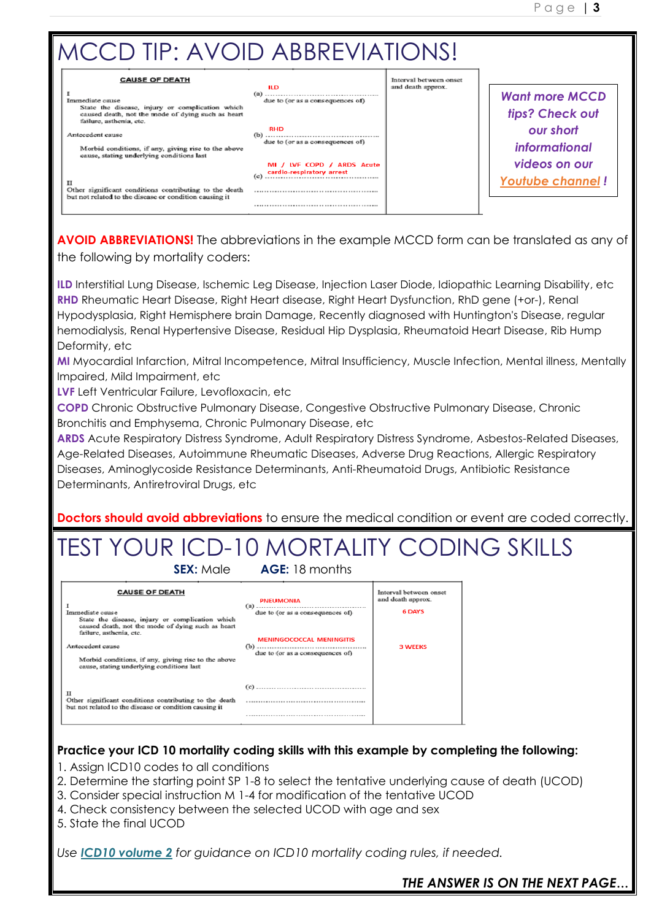# MCCD TIP: AVOID ABBREVIATIONS!

| CAUSE OF DEATH | | Interval between onset and death approx. |
|---|---|---|
| I<br>Immediate cause<br>State the disease, injury or complication which caused death, not the mode of dying such as heart failure, asthenia, etc. | (a) ILD<br>due to (or as a consequences of) | |
| Antecedent cause<br>Morbid conditions, if any, giving rise to the above cause, stating underlying conditions last | (b) RHD<br>due to (or as a consequences of) | |
| | (c) MI / LVF COPD / ARDS Acute cardio-respiratory arrest | |
| II<br>Other significant conditions contributing to the death but not related to the disease or condition causing it | | |

*Want more MCCD tips? Check out our short informational videos on our Youtube channel!*

**AVOID ABBREVIATIONS!** The abbreviations in the example MCCD form can be translated as any of the following by mortality coders:

**ILD** Interstitial Lung Disease, Ischemic Leg Disease, Injection Laser Diode, Idiopathic Learning Disability, etc
**RHD** Rheumatic Heart Disease, Right Heart disease, Right Heart Dysfunction, RhD gene (+or-), Renal Hypodysplasia, Right Hemisphere brain Damage, Recently diagnosed with Huntington's Disease, regular hemodialysis, Renal Hypertensive Disease, Residual Hip Dysplasia, Rheumatoid Heart Disease, Rib Hump Deformity, etc
**MI** Myocardial Infarction, Mitral Incompetence, Mitral Insufficiency, Muscle Infection, Mental illness, Mentally Impaired, Mild Impairment, etc
**LVF** Left Ventricular Failure, Levofloxacin, etc
**COPD** Chronic Obstructive Pulmonary Disease, Congestive Obstructive Pulmonary Disease, Chronic Bronchitis and Emphysema, Chronic Pulmonary Disease, etc
**ARDS** Acute Respiratory Distress Syndrome, Adult Respiratory Distress Syndrome, Asbestos-Related Diseases, Age-Related Diseases, Autoimmune Rheumatic Diseases, Adverse Drug Reactions, Allergic Respiratory Diseases, Aminoglycoside Resistance Determinants, Anti-Rheumatoid Drugs, Antibiotic Resistance Determinants, Antiretroviral Drugs, etc

**Doctors should avoid abbreviations** to ensure the medical condition or event are coded correctly.

# TEST YOUR ICD-10 MORTALITY CODING SKILLS

**SEX:** Male **AGE:** 18 months

| CAUSE OF DEATH | | Interval between onset and death approx. |
|---|---|---|
| I<br>Immediate cause<br>State the disease, injury or complication which caused death, not the mode of dying such as heart failure, asthenia, etc. | (a) PNEUMONIA<br>due to (or as a consequences of) | 6 DAYS |
| Antecedent cause<br>Morbid conditions, if any, giving rise to the above cause, stating underlying conditions last | (b) MENINGOCOCCAL MENINGITIS<br>due to (or as a consequences of) | 3 WEEKS |
| | (c) | |
| II<br>Other significant conditions contributing to the death but not related to the disease or condition causing it | | |

**Practice your ICD 10 mortality coding skills with this example by completing the following:**

1. Assign ICD10 codes to all conditions
2. Determine the starting point SP 1-8 to select the tentative underlying cause of death (UCOD)
3. Consider special instruction M 1-4 for modification of the tentative UCOD
4. Check consistency between the selected UCOD with age and sex
5. State the final UCOD

*Use ICD10 volume 2 for guidance on ICD10 mortality coding rules, if needed.*

***THE ANSWER IS ON THE NEXT PAGE…***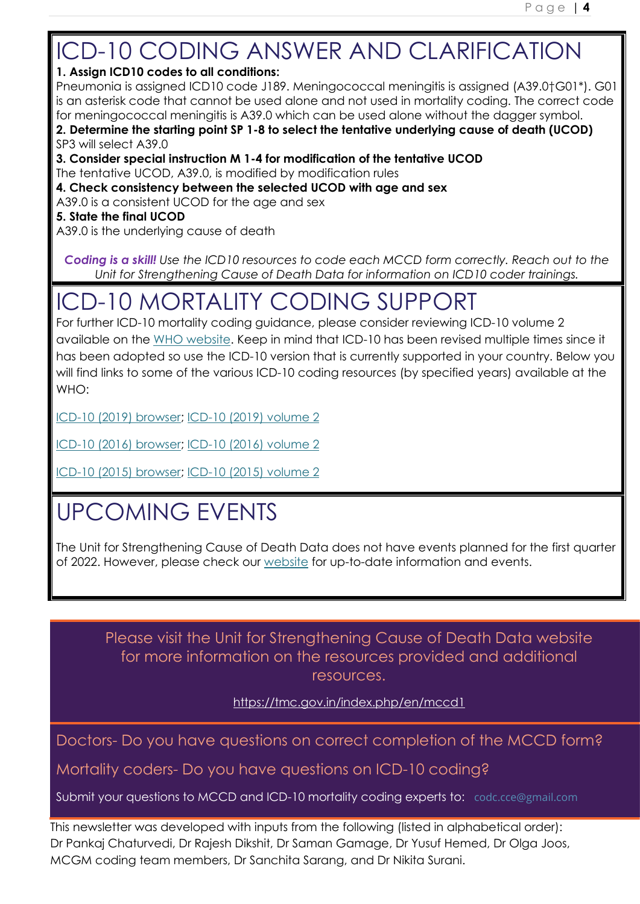# ICD-10 CODING ANSWER AND CLARIFICATION

**1. Assign ICD10 codes to all conditions:**

Pneumonia is assigned ICD10 code J189. Meningococcal meningitis is assigned (A39.0†G01*). G01 is an asterisk code that cannot be used alone and not used in mortality coding. The correct code for meningococcal meningitis is A39.0 which can be used alone without the dagger symbol.

**2. Determine the starting point SP 1-8 to select the tentative underlying cause of death (UCOD)**

SP3 will select A39.0

**3. Consider special instruction M 1-4 for modification of the tentative UCOD**

The tentative UCOD, A39.0, is modified by modification rules

**4. Check consistency between the selected UCOD with age and sex**

A39.0 is a consistent UCOD for the age and sex

**5. State the final UCOD**

A39.0 is the underlying cause of death

***Coding is a skill!*** *Use the ICD10 resources to code each MCCD form correctly. Reach out to the Unit for Strengthening Cause of Death Data for information on ICD10 coder trainings.*

# ICD-10 MORTALITY CODING SUPPORT

For further ICD-10 mortality coding guidance, please consider reviewing ICD-10 volume 2 available on the WHO website. Keep in mind that ICD-10 has been revised multiple times since it has been adopted so use the ICD-10 version that is currently supported in your country. Below you will find links to some of the various ICD-10 coding resources (by specified years) available at the WHO:

ICD-10 (2019) browser; ICD-10 (2019) volume 2

ICD-10 (2016) browser; ICD-10 (2016) volume 2

ICD-10 (2015) browser; ICD-10 (2015) volume 2

# UPCOMING EVENTS

The Unit for Strengthening Cause of Death Data does not have events planned for the first quarter of 2022. However, please check our website for up-to-date information and events.

Please visit the Unit for Strengthening Cause of Death Data website for more information on the resources provided and additional resources.

https://tmc.gov.in/index.php/en/mccd1

Doctors- Do you have questions on correct completion of the MCCD form?

Mortality coders- Do you have questions on ICD-10 coding?

Submit your questions to MCCD and ICD-10 mortality coding experts to: codc.cce@gmail.com

This newsletter was developed with inputs from the following (listed in alphabetical order): Dr Pankaj Chaturvedi, Dr Rajesh Dikshit, Dr Saman Gamage, Dr Yusuf Hemed, Dr Olga Joos, MCGM coding team members, Dr Sanchita Sarang, and Dr Nikita Surani.